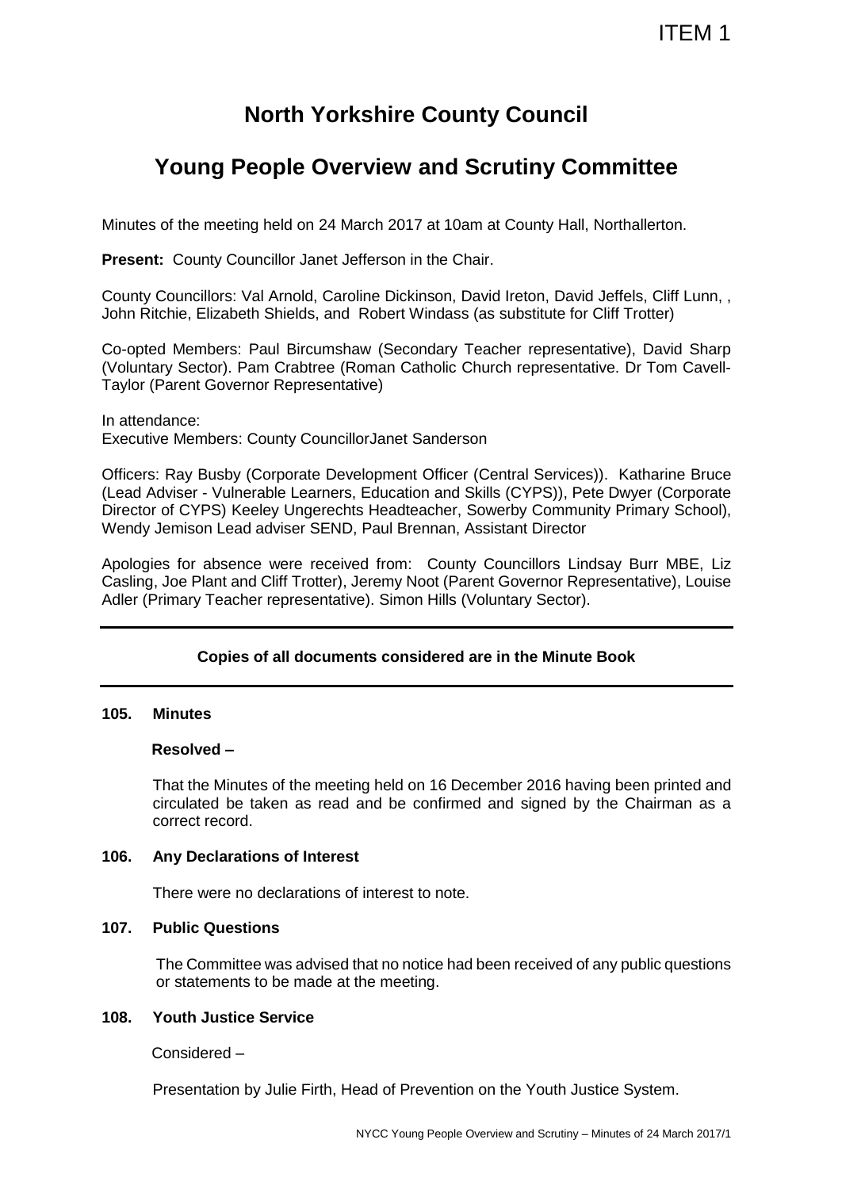ITEM 1

# North Yorkshire County Council

## Young People Overview and Scrutiny Committee

Minutes of the meeting held on 24 March 2017 at 10am at County Hall, Northallerton.

**Present:** County Councillor Janet Jefferson in the Chair.

County Councillors: Val Arnold, Caroline Dickinson, David Ireton, David Jeffels, Cliff Lunn, , John Ritchie, Elizabeth Shields, and Robert Windass (as substitute for Cliff Trotter)

Co-opted Members: Paul Bircumshaw (Secondary Teacher representative), David Sharp (Voluntary Sector). Pam Crabtree (Roman Catholic Church representative. Dr Tom Cavell-Taylor (Parent Governor Representative)

In attendance:
Executive Members: County CouncillorJanet Sanderson

Officers: Ray Busby (Corporate Development Officer (Central Services)). Katharine Bruce (Lead Adviser - Vulnerable Learners, Education and Skills (CYPS)), Pete Dwyer (Corporate Director of CYPS) Keeley Ungerechts Headteacher, Sowerby Community Primary School), Wendy Jemison Lead adviser SEND, Paul Brennan, Assistant Director

Apologies for absence were received from: County Councillors Lindsay Burr MBE, Liz Casling, Joe Plant and Cliff Trotter), Jeremy Noot (Parent Governor Representative), Louise Adler (Primary Teacher representative). Simon Hills (Voluntary Sector).

---

**Copies of all documents considered are in the Minute Book**

---

**105. Minutes**

**Resolved –**

That the Minutes of the meeting held on 16 December 2016 having been printed and circulated be taken as read and be confirmed and signed by the Chairman as a correct record.

**106. Any Declarations of Interest**

There were no declarations of interest to note.

**107. Public Questions**

The Committee was advised that no notice had been received of any public questions or statements to be made at the meeting.

**108. Youth Justice Service**

Considered –

Presentation by Julie Firth, Head of Prevention on the Youth Justice System.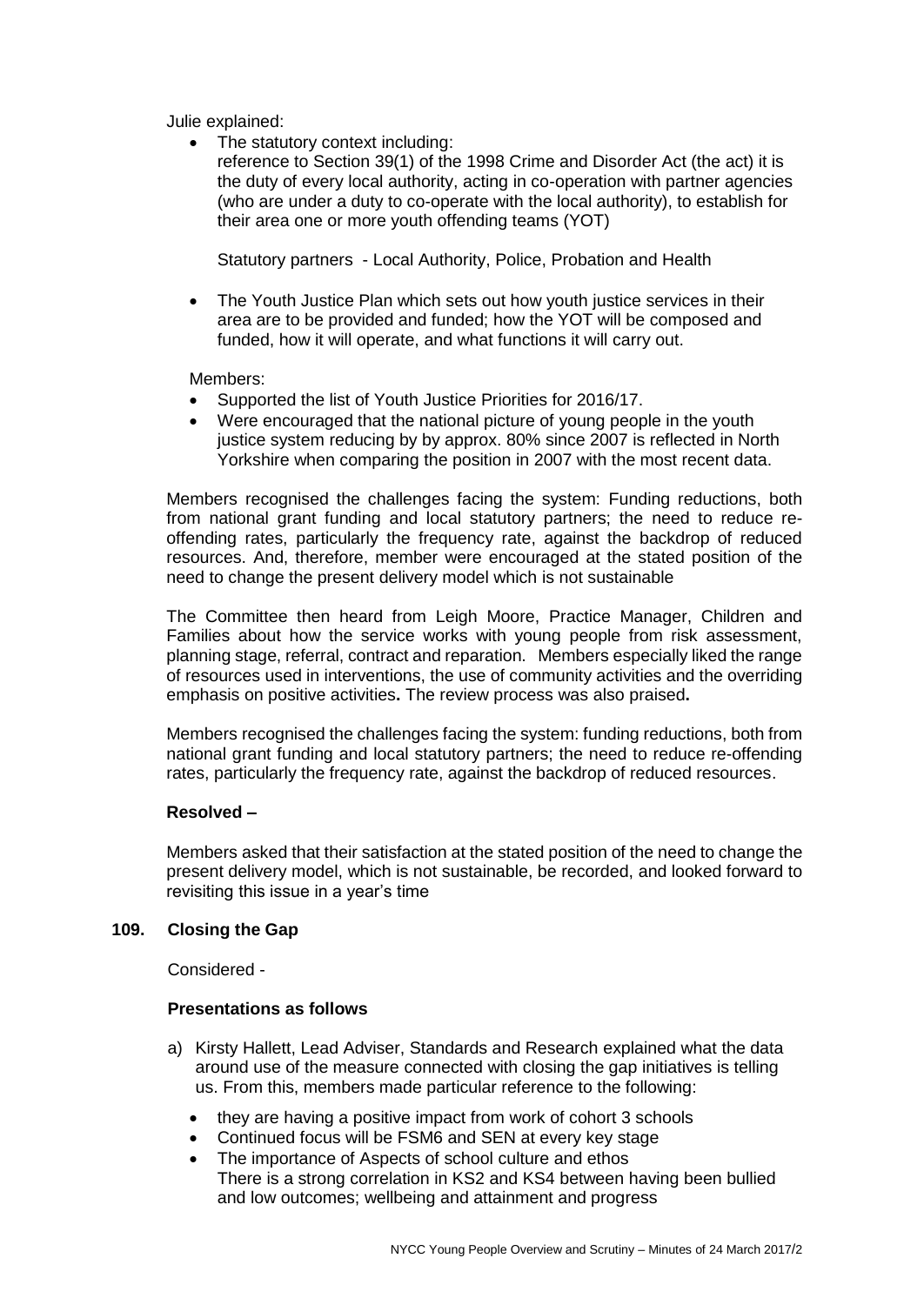Julie explained:

- The statutory context including:
  reference to Section 39(1) of the 1998 Crime and Disorder Act (the act) it is the duty of every local authority, acting in co-operation with partner agencies (who are under a duty to co-operate with the local authority), to establish for their area one or more youth offending teams (YOT)

  Statutory partners - Local Authority, Police, Probation and Health

- The Youth Justice Plan which sets out how youth justice services in their area are to be provided and funded; how the YOT will be composed and funded, how it will operate, and what functions it will carry out.

Members:

- Supported the list of Youth Justice Priorities for 2016/17.
- Were encouraged that the national picture of young people in the youth justice system reducing by by approx. 80% since 2007 is reflected in North Yorkshire when comparing the position in 2007 with the most recent data.

Members recognised the challenges facing the system: Funding reductions, both from national grant funding and local statutory partners; the need to reduce re-offending rates, particularly the frequency rate, against the backdrop of reduced resources. And, therefore, member were encouraged at the stated position of the need to change the present delivery model which is not sustainable

The Committee then heard from Leigh Moore, Practice Manager, Children and Families about how the service works with young people from risk assessment, planning stage, referral, contract and reparation. Members especially liked the range of resources used in interventions, the use of community activities and the overriding emphasis on positive activities**.** The review process was also praised**.**

Members recognised the challenges facing the system: funding reductions, both from national grant funding and local statutory partners; the need to reduce re-offending rates, particularly the frequency rate, against the backdrop of reduced resources.

**Resolved –**

Members asked that their satisfaction at the stated position of the need to change the present delivery model, which is not sustainable, be recorded, and looked forward to revisiting this issue in a year's time

## 109. Closing the Gap

Considered -

**Presentations as follows**

a) Kirsty Hallett, Lead Adviser, Standards and Research explained what the data around use of the measure connected with closing the gap initiatives is telling us. From this, members made particular reference to the following:

   - they are having a positive impact from work of cohort 3 schools
   - Continued focus will be FSM6 and SEN at every key stage
   - The importance of Aspects of school culture and ethos
     There is a strong correlation in KS2 and KS4 between having been bullied and low outcomes; wellbeing and attainment and progress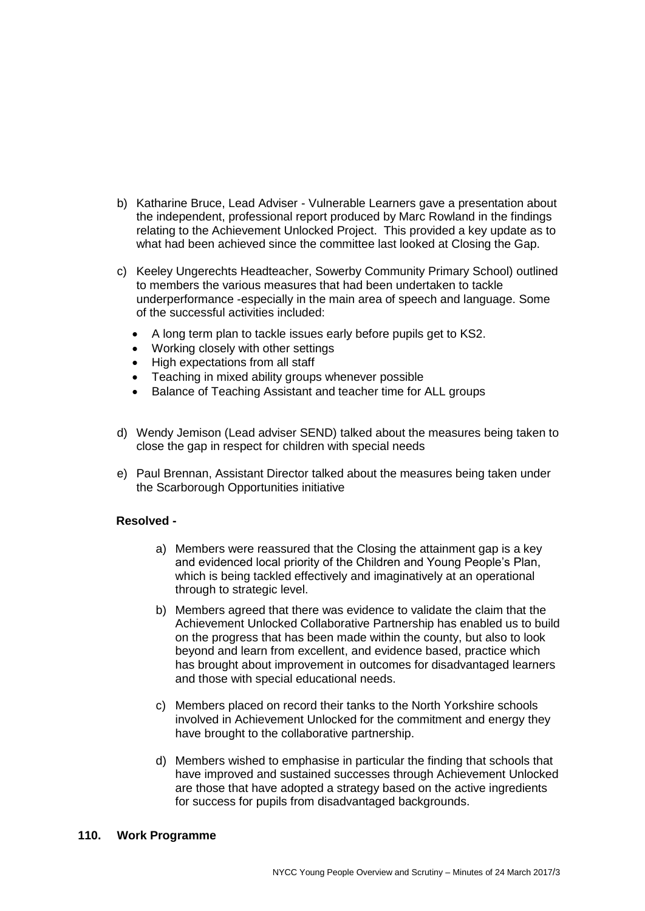b) Katharine Bruce, Lead Adviser - Vulnerable Learners gave a presentation about the independent, professional report produced by Marc Rowland in the findings relating to the Achievement Unlocked Project. This provided a key update as to what had been achieved since the committee last looked at Closing the Gap.

c) Keeley Ungerechts Headteacher, Sowerby Community Primary School) outlined to members the various measures that had been undertaken to tackle underperformance -especially in the main area of speech and language. Some of the successful activities included:

- A long term plan to tackle issues early before pupils get to KS2.
- Working closely with other settings
- High expectations from all staff
- Teaching in mixed ability groups whenever possible
- Balance of Teaching Assistant and teacher time for ALL groups

d) Wendy Jemison (Lead adviser SEND) talked about the measures being taken to close the gap in respect for children with special needs

e) Paul Brennan, Assistant Director talked about the measures being taken under the Scarborough Opportunities initiative

**Resolved -**

a) Members were reassured that the Closing the attainment gap is a key and evidenced local priority of the Children and Young People's Plan, which is being tackled effectively and imaginatively at an operational through to strategic level.

b) Members agreed that there was evidence to validate the claim that the Achievement Unlocked Collaborative Partnership has enabled us to build on the progress that has been made within the county, but also to look beyond and learn from excellent, and evidence based, practice which has brought about improvement in outcomes for disadvantaged learners and those with special educational needs.

c) Members placed on record their tanks to the North Yorkshire schools involved in Achievement Unlocked for the commitment and energy they have brought to the collaborative partnership.

d) Members wished to emphasise in particular the finding that schools that have improved and sustained successes through Achievement Unlocked are those that have adopted a strategy based on the active ingredients for success for pupils from disadvantaged backgrounds.

**110. Work Programme**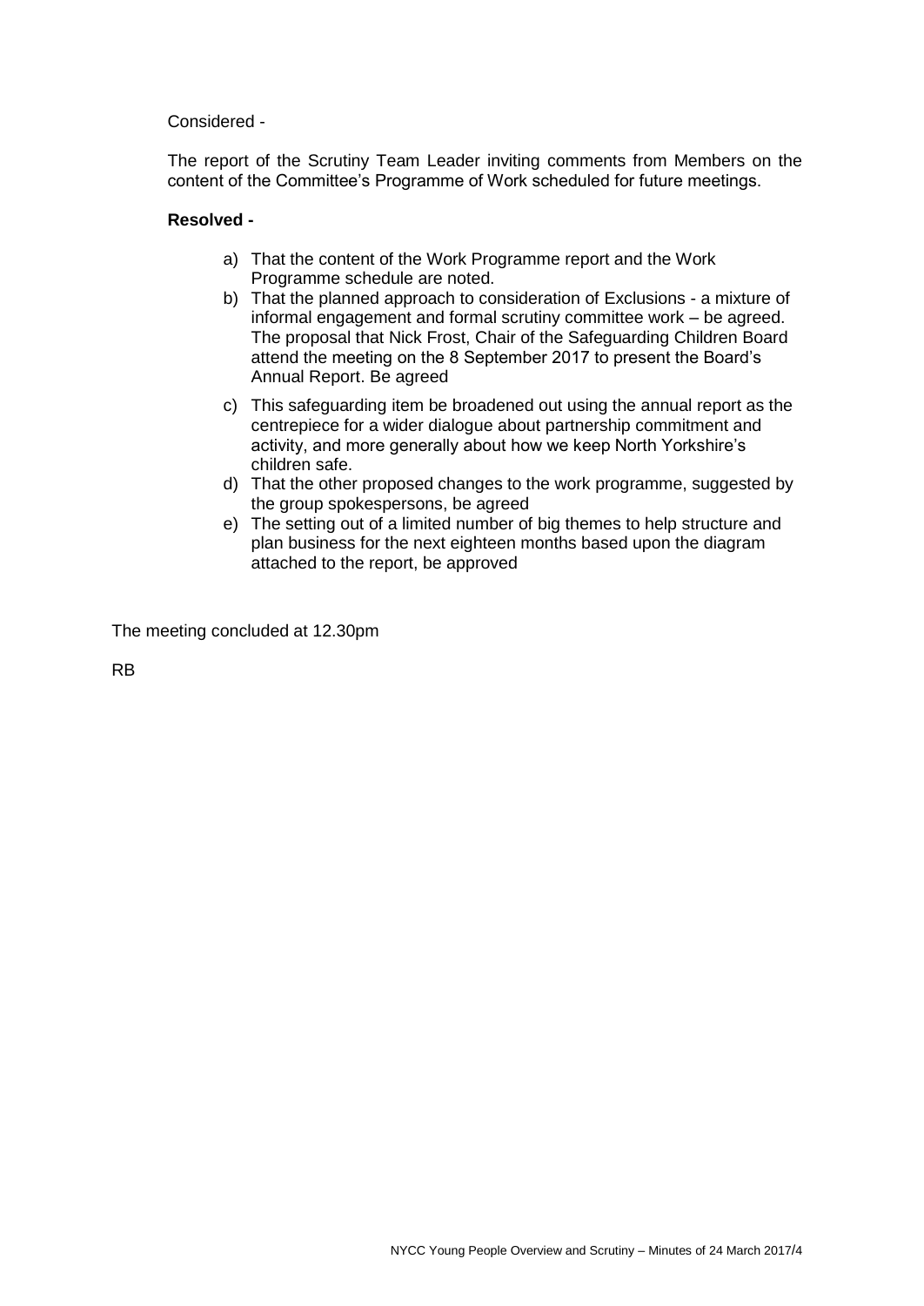Considered -

The report of the Scrutiny Team Leader inviting comments from Members on the content of the Committee's Programme of Work scheduled for future meetings.

**Resolved -**

a) That the content of the Work Programme report and the Work Programme schedule are noted.
b) That the planned approach to consideration of Exclusions - a mixture of informal engagement and formal scrutiny committee work – be agreed. The proposal that Nick Frost, Chair of the Safeguarding Children Board attend the meeting on the 8 September 2017 to present the Board's Annual Report. Be agreed
c) This safeguarding item be broadened out using the annual report as the centrepiece for a wider dialogue about partnership commitment and activity, and more generally about how we keep North Yorkshire's children safe.
d) That the other proposed changes to the work programme, suggested by the group spokespersons, be agreed
e) The setting out of a limited number of big themes to help structure and plan business for the next eighteen months based upon the diagram attached to the report, be approved

The meeting concluded at 12.30pm

RB